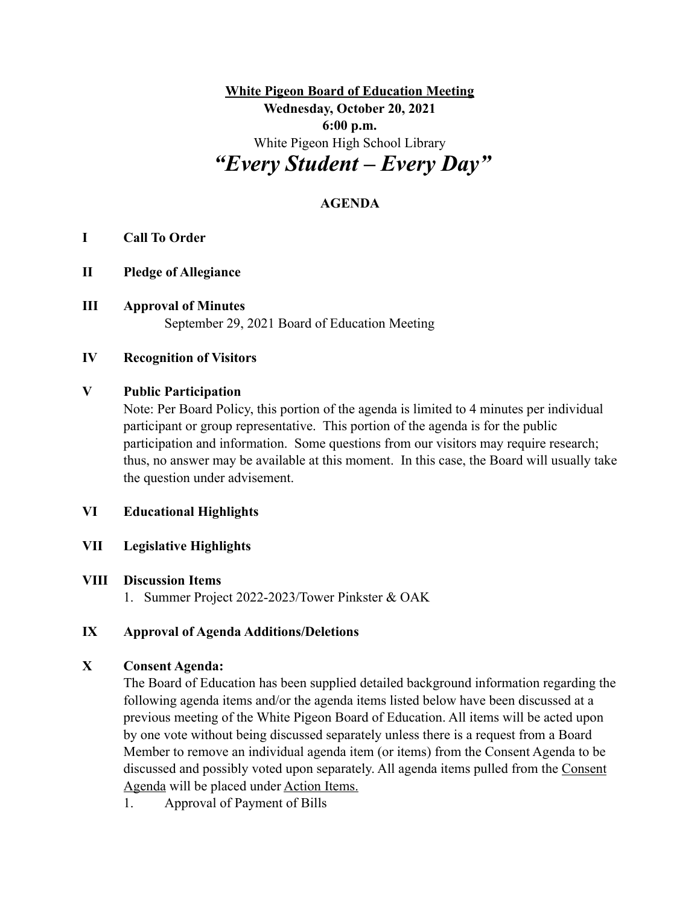**White Pigeon Board of Education Meeting**

**Wednesday, October 20, 2021**

**6:00 p.m.**

White Pigeon High School Library

# *"Every Student – Every Day"*

## AGENDA

**I Call To Order**

**II Pledge of Allegiance**

**III Approval of Minutes**

September 29, 2021 Board of Education Meeting

**IV Recognition of Visitors**

**V Public Participation**

Note: Per Board Policy, this portion of the agenda is limited to 4 minutes per individual participant or group representative. This portion of the agenda is for the public participation and information. Some questions from our visitors may require research; thus, no answer may be available at this moment. In this case, the Board will usually take the question under advisement.

**VI Educational Highlights**

**VII Legislative Highlights**

**VIII Discussion Items**

1. Summer Project 2022-2023/Tower Pinkster & OAK

**IX Approval of Agenda Additions/Deletions**

**X Consent Agenda:**

The Board of Education has been supplied detailed background information regarding the following agenda items and/or the agenda items listed below have been discussed at a previous meeting of the White Pigeon Board of Education. All items will be acted upon by one vote without being discussed separately unless there is a request from a Board Member to remove an individual agenda item (or items) from the Consent Agenda to be discussed and possibly voted upon separately. All agenda items pulled from the Consent Agenda will be placed under Action Items.

1. Approval of Payment of Bills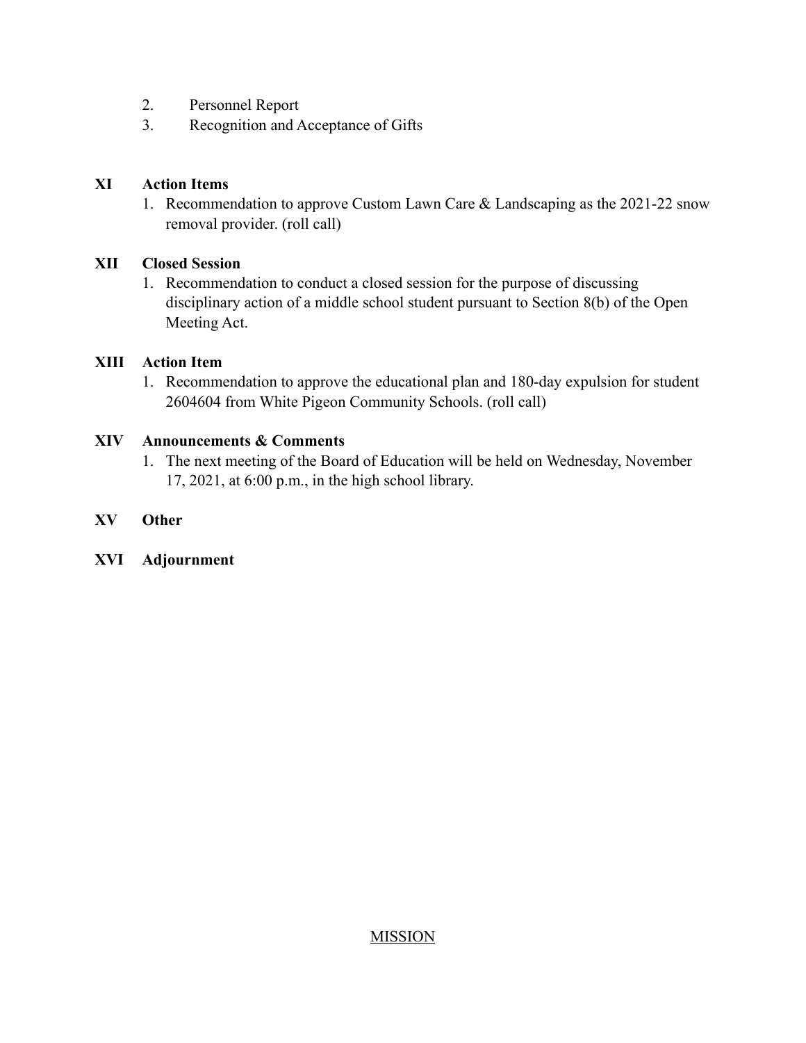2. Personnel Report
3. Recognition and Acceptance of Gifts

**XI Action Items**

1. Recommendation to approve Custom Lawn Care & Landscaping as the 2021-22 snow removal provider. (roll call)

**XII Closed Session**

1. Recommendation to conduct a closed session for the purpose of discussing disciplinary action of a middle school student pursuant to Section 8(b) of the Open Meeting Act.

**XIII Action Item**

1. Recommendation to approve the educational plan and 180-day expulsion for student 2604604 from White Pigeon Community Schools. (roll call)

**XIV Announcements & Comments**

1. The next meeting of the Board of Education will be held on Wednesday, November 17, 2021, at 6:00 p.m., in the high school library.

**XV Other**

**XVI Adjournment**

<u>MISSION</u>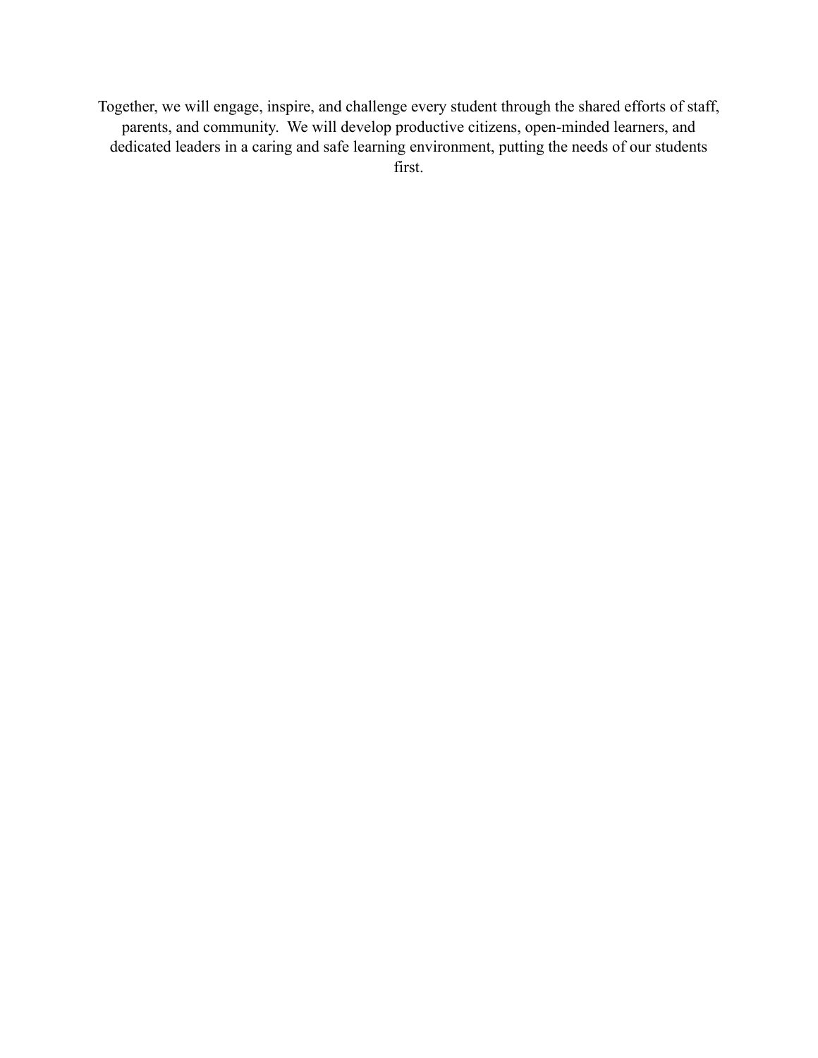Together, we will engage, inspire, and challenge every student through the shared efforts of staff, parents, and community. We will develop productive citizens, open-minded learners, and dedicated leaders in a caring and safe learning environment, putting the needs of our students first.